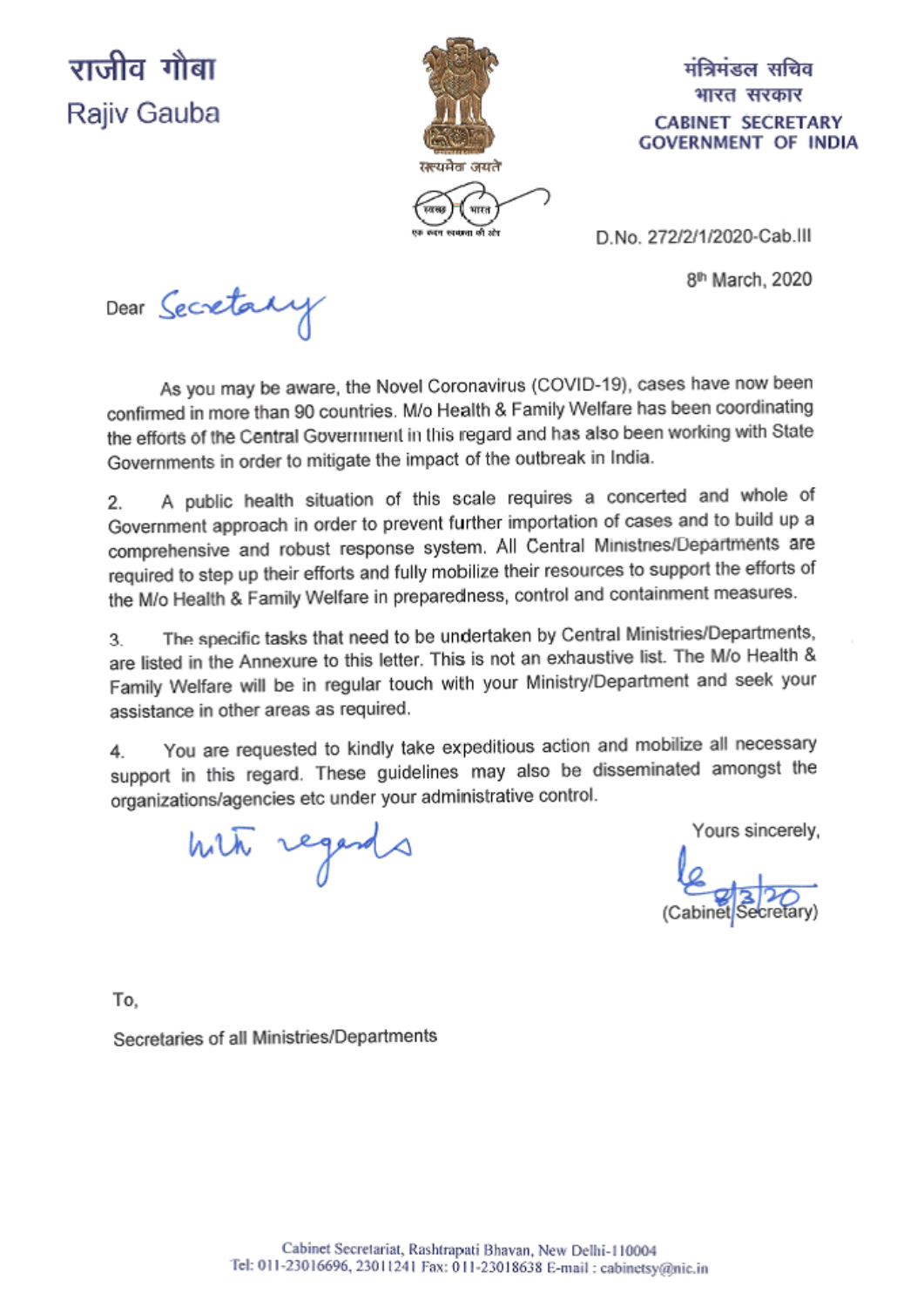राजीव गौबा
Rajiv Gauba

सत्यमेव जयते

मंत्रिमंडल सचिव
भारत सरकार
CABINET SECRETARY
GOVERNMENT OF INDIA

D.No. 272/2/1/2020-Cab.III

8th March, 2020

Dear Secretary

As you may be aware, the Novel Coronavirus (COVID-19), cases have now been confirmed in more than 90 countries. M/o Health & Family Welfare has been coordinating the efforts of the Central Government in this regard and has also been working with State Governments in order to mitigate the impact of the outbreak in India.

2. A public health situation of this scale requires a concerted and whole of Government approach in order to prevent further importation of cases and to build up a comprehensive and robust response system. All Central Ministries/Departments are required to step up their efforts and fully mobilize their resources to support the efforts of the M/o Health & Family Welfare in preparedness, control and containment measures.

3. The specific tasks that need to be undertaken by Central Ministries/Departments, are listed in the Annexure to this letter. This is not an exhaustive list. The M/o Health & Family Welfare will be in regular touch with your Ministry/Department and seek your assistance in other areas as required.

4. You are requested to kindly take expeditious action and mobilize all necessary support in this regard. These guidelines may also be disseminated amongst the organizations/agencies etc under your administrative control.

With regards

Yours sincerely,

8/3/20
(Cabinet Secretary)

To,

Secretaries of all Ministries/Departments

Cabinet Secretariat, Rashtrapati Bhavan, New Delhi-110004
Tel: 011-23016696, 23011241 Fax: 011-23018638 E-mail : cabinetsy@nic.in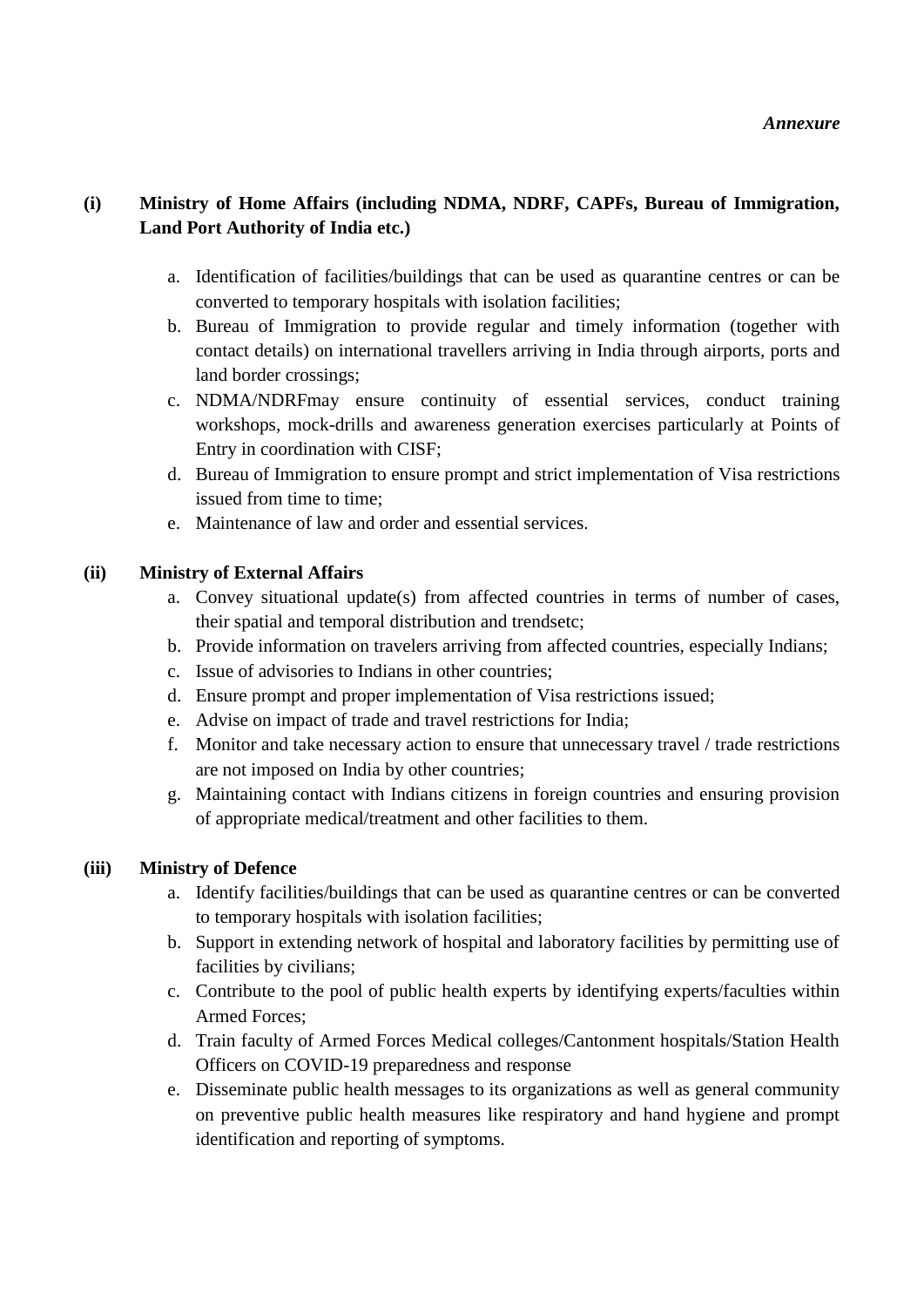*Annexure*

**(i) Ministry of Home Affairs (including NDMA, NDRF, CAPFs, Bureau of Immigration, Land Port Authority of India etc.)**

a. Identification of facilities/buildings that can be used as quarantine centres or can be converted to temporary hospitals with isolation facilities;
b. Bureau of Immigration to provide regular and timely information (together with contact details) on international travellers arriving in India through airports, ports and land border crossings;
c. NDMA/NDRFmay ensure continuity of essential services, conduct training workshops, mock-drills and awareness generation exercises particularly at Points of Entry in coordination with CISF;
d. Bureau of Immigration to ensure prompt and strict implementation of Visa restrictions issued from time to time;
e. Maintenance of law and order and essential services.

**(ii) Ministry of External Affairs**

a. Convey situational update(s) from affected countries in terms of number of cases, their spatial and temporal distribution and trendsetc;
b. Provide information on travelers arriving from affected countries, especially Indians;
c. Issue of advisories to Indians in other countries;
d. Ensure prompt and proper implementation of Visa restrictions issued;
e. Advise on impact of trade and travel restrictions for India;
f. Monitor and take necessary action to ensure that unnecessary travel / trade restrictions are not imposed on India by other countries;
g. Maintaining contact with Indians citizens in foreign countries and ensuring provision of appropriate medical/treatment and other facilities to them.

**(iii) Ministry of Defence**

a. Identify facilities/buildings that can be used as quarantine centres or can be converted to temporary hospitals with isolation facilities;
b. Support in extending network of hospital and laboratory facilities by permitting use of facilities by civilians;
c. Contribute to the pool of public health experts by identifying experts/faculties within Armed Forces;
d. Train faculty of Armed Forces Medical colleges/Cantonment hospitals/Station Health Officers on COVID-19 preparedness and response
e. Disseminate public health messages to its organizations as well as general community on preventive public health measures like respiratory and hand hygiene and prompt identification and reporting of symptoms.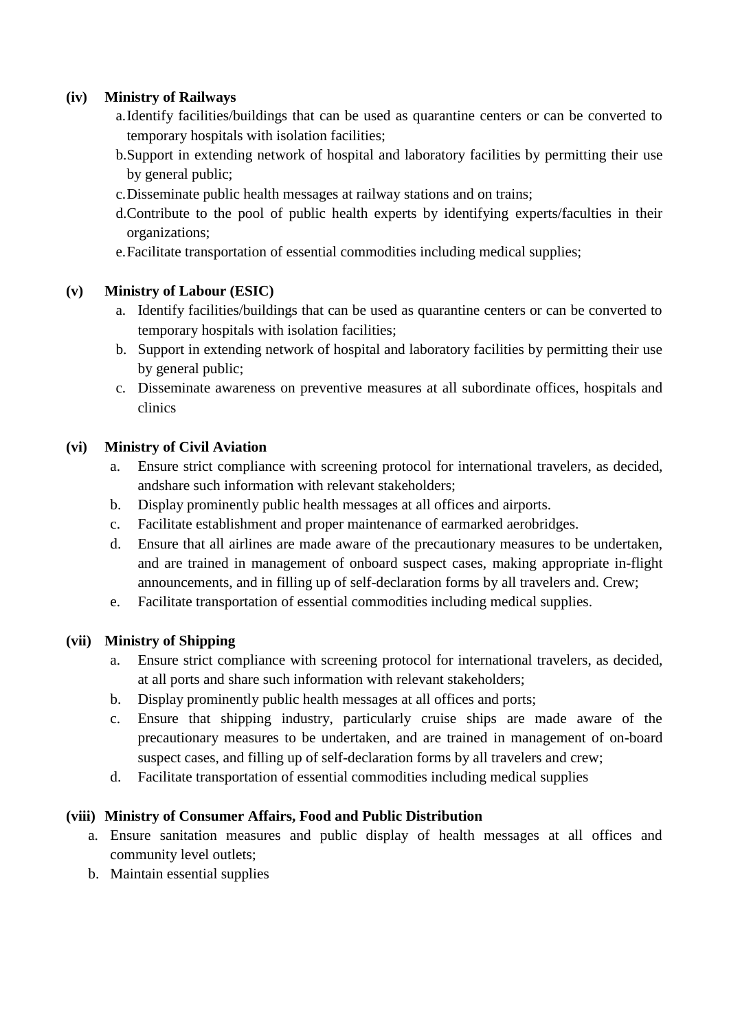**(iv) Ministry of Railways**

a. Identify facilities/buildings that can be used as quarantine centers or can be converted to temporary hospitals with isolation facilities;
b. Support in extending network of hospital and laboratory facilities by permitting their use by general public;
c. Disseminate public health messages at railway stations and on trains;
d. Contribute to the pool of public health experts by identifying experts/faculties in their organizations;
e. Facilitate transportation of essential commodities including medical supplies;

**(v) Ministry of Labour (ESIC)**

a. Identify facilities/buildings that can be used as quarantine centers or can be converted to temporary hospitals with isolation facilities;
b. Support in extending network of hospital and laboratory facilities by permitting their use by general public;
c. Disseminate awareness on preventive measures at all subordinate offices, hospitals and clinics

**(vi) Ministry of Civil Aviation**

a. Ensure strict compliance with screening protocol for international travelers, as decided, andshare such information with relevant stakeholders;
b. Display prominently public health messages at all offices and airports.
c. Facilitate establishment and proper maintenance of earmarked aerobridges.
d. Ensure that all airlines are made aware of the precautionary measures to be undertaken, and are trained in management of onboard suspect cases, making appropriate in-flight announcements, and in filling up of self-declaration forms by all travelers and. Crew;
e. Facilitate transportation of essential commodities including medical supplies.

**(vii) Ministry of Shipping**

a. Ensure strict compliance with screening protocol for international travelers, as decided, at all ports and share such information with relevant stakeholders;
b. Display prominently public health messages at all offices and ports;
c. Ensure that shipping industry, particularly cruise ships are made aware of the precautionary measures to be undertaken, and are trained in management of on-board suspect cases, and filling up of self-declaration forms by all travelers and crew;
d. Facilitate transportation of essential commodities including medical supplies

**(viii) Ministry of Consumer Affairs, Food and Public Distribution**

a. Ensure sanitation measures and public display of health messages at all offices and community level outlets;
b. Maintain essential supplies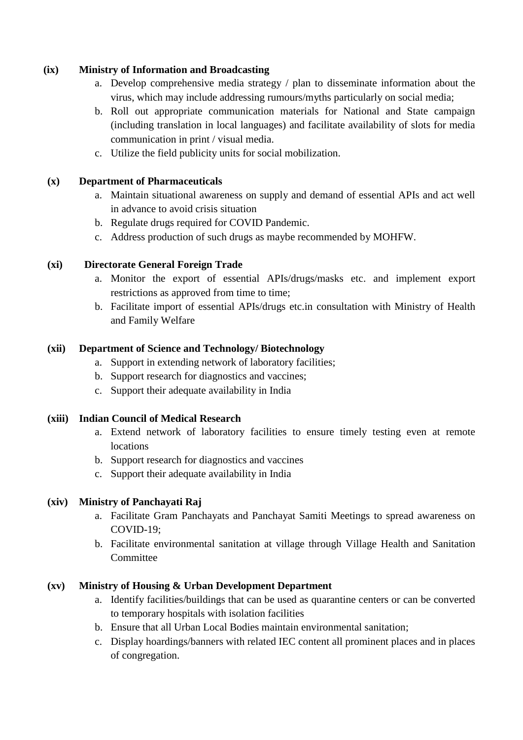**(ix) Ministry of Information and Broadcasting**

a. Develop comprehensive media strategy / plan to disseminate information about the virus, which may include addressing rumours/myths particularly on social media;
b. Roll out appropriate communication materials for National and State campaign (including translation in local languages) and facilitate availability of slots for media communication in print / visual media.
c. Utilize the field publicity units for social mobilization.

**(x) Department of Pharmaceuticals**

a. Maintain situational awareness on supply and demand of essential APIs and act well in advance to avoid crisis situation
b. Regulate drugs required for COVID Pandemic.
c. Address production of such drugs as maybe recommended by MOHFW.

**(xi) Directorate General Foreign Trade**

a. Monitor the export of essential APIs/drugs/masks etc. and implement export restrictions as approved from time to time;
b. Facilitate import of essential APIs/drugs etc.in consultation with Ministry of Health and Family Welfare

**(xii) Department of Science and Technology/ Biotechnology**

a. Support in extending network of laboratory facilities;
b. Support research for diagnostics and vaccines;
c. Support their adequate availability in India

**(xiii) Indian Council of Medical Research**

a. Extend network of laboratory facilities to ensure timely testing even at remote locations
b. Support research for diagnostics and vaccines
c. Support their adequate availability in India

**(xiv) Ministry of Panchayati Raj**

a. Facilitate Gram Panchayats and Panchayat Samiti Meetings to spread awareness on COVID-19;
b. Facilitate environmental sanitation at village through Village Health and Sanitation Committee

**(xv) Ministry of Housing & Urban Development Department**

a. Identify facilities/buildings that can be used as quarantine centers or can be converted to temporary hospitals with isolation facilities
b. Ensure that all Urban Local Bodies maintain environmental sanitation;
c. Display hoardings/banners with related IEC content all prominent places and in places of congregation.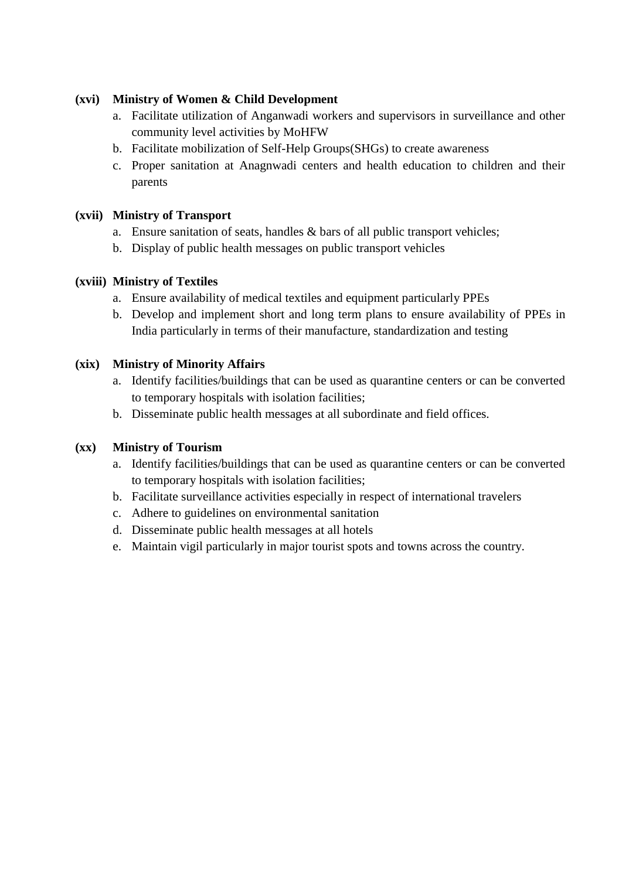**(xvi) Ministry of Women & Child Development**

a. Facilitate utilization of Anganwadi workers and supervisors in surveillance and other community level activities by MoHFW
b. Facilitate mobilization of Self-Help Groups(SHGs) to create awareness
c. Proper sanitation at Anagnwadi centers and health education to children and their parents

**(xvii) Ministry of Transport**

a. Ensure sanitation of seats, handles & bars of all public transport vehicles;
b. Display of public health messages on public transport vehicles

**(xviii) Ministry of Textiles**

a. Ensure availability of medical textiles and equipment particularly PPEs
b. Develop and implement short and long term plans to ensure availability of PPEs in India particularly in terms of their manufacture, standardization and testing

**(xix) Ministry of Minority Affairs**

a. Identify facilities/buildings that can be used as quarantine centers or can be converted to temporary hospitals with isolation facilities;
b. Disseminate public health messages at all subordinate and field offices.

**(xx) Ministry of Tourism**

a. Identify facilities/buildings that can be used as quarantine centers or can be converted to temporary hospitals with isolation facilities;
b. Facilitate surveillance activities especially in respect of international travelers
c. Adhere to guidelines on environmental sanitation
d. Disseminate public health messages at all hotels
e. Maintain vigil particularly in major tourist spots and towns across the country.